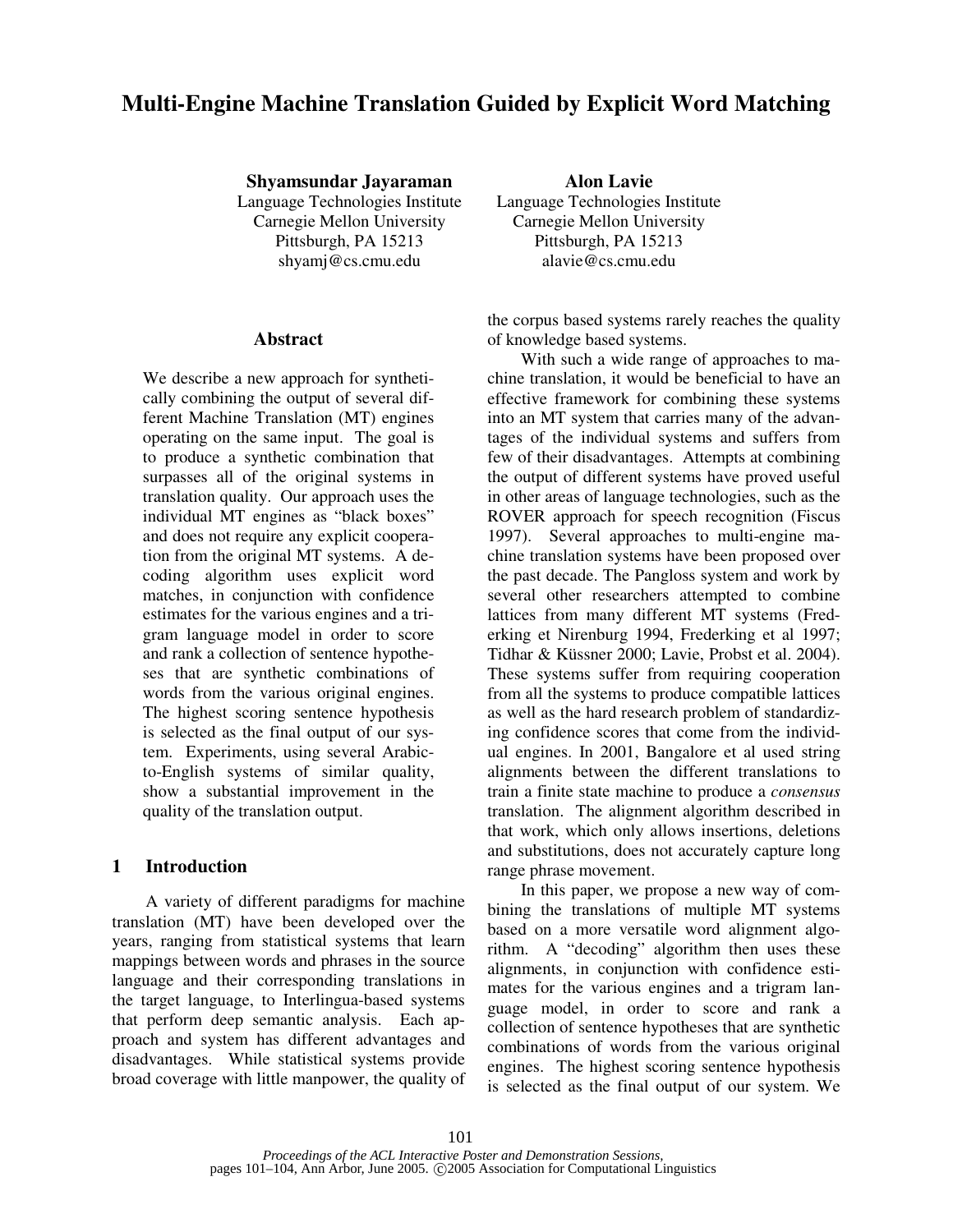# Multi-Engine Machine Translation Guided by Explicit Word Matching

**Shyamsundar Jayaraman**
Language Technologies Institute
Carnegie Mellon University
Pittsburgh, PA 15213
shyamj@cs.cmu.edu

**Alon Lavie**
Language Technologies Institute
Carnegie Mellon University
Pittsburgh, PA 15213
alavie@cs.cmu.edu

## Abstract

We describe a new approach for synthetically combining the output of several different Machine Translation (MT) engines operating on the same input. The goal is to produce a synthetic combination that surpasses all of the original systems in translation quality. Our approach uses the individual MT engines as "black boxes" and does not require any explicit cooperation from the original MT systems. A decoding algorithm uses explicit word matches, in conjunction with confidence estimates for the various engines and a trigram language model in order to score and rank a collection of sentence hypotheses that are synthetic combinations of words from the various original engines. The highest scoring sentence hypothesis is selected as the final output of our system. Experiments, using several Arabic-to-English systems of similar quality, show a substantial improvement in the quality of the translation output.

## 1 Introduction

A variety of different paradigms for machine translation (MT) have been developed over the years, ranging from statistical systems that learn mappings between words and phrases in the source language and their corresponding translations in the target language, to Interlingua-based systems that perform deep semantic analysis. Each approach and system has different advantages and disadvantages. While statistical systems provide broad coverage with little manpower, the quality of the corpus based systems rarely reaches the quality of knowledge based systems.

With such a wide range of approaches to machine translation, it would be beneficial to have an effective framework for combining these systems into an MT system that carries many of the advantages of the individual systems and suffers from few of their disadvantages. Attempts at combining the output of different systems have proved useful in other areas of language technologies, such as the ROVER approach for speech recognition (Fiscus 1997). Several approaches to multi-engine machine translation systems have been proposed over the past decade. The Pangloss system and work by several other researchers attempted to combine lattices from many different MT systems (Frederking et Nirenburg 1994, Frederking et al 1997; Tidhar & Küssner 2000; Lavie, Probst et al. 2004). These systems suffer from requiring cooperation from all the systems to produce compatible lattices as well as the hard research problem of standardizing confidence scores that come from the individual engines. In 2001, Bangalore et al used string alignments between the different translations to train a finite state machine to produce a *consensus* translation. The alignment algorithm described in that work, which only allows insertions, deletions and substitutions, does not accurately capture long range phrase movement.

In this paper, we propose a new way of combining the translations of multiple MT systems based on a more versatile word alignment algorithm. A "decoding" algorithm then uses these alignments, in conjunction with confidence estimates for the various engines and a trigram language model, in order to score and rank a collection of sentence hypotheses that are synthetic combinations of words from the various original engines. The highest scoring sentence hypothesis is selected as the final output of our system. We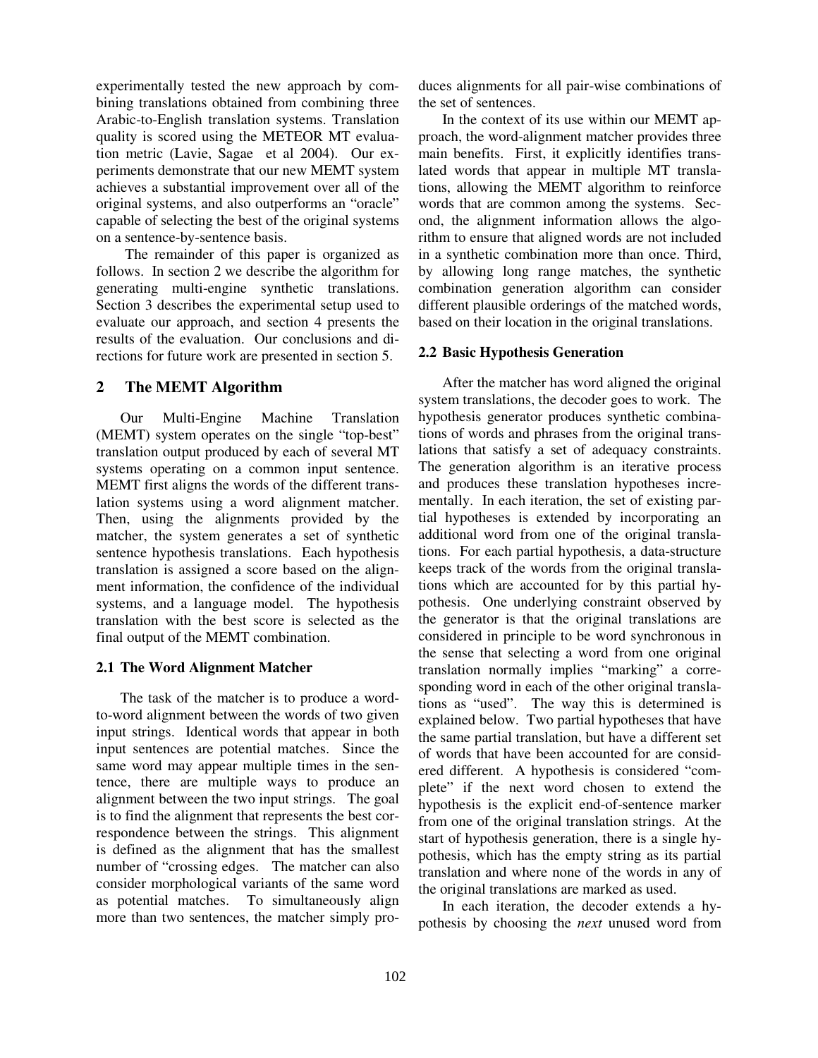experimentally tested the new approach by combining translations obtained from combining three Arabic-to-English translation systems. Translation quality is scored using the METEOR MT evaluation metric (Lavie, Sagae et al 2004). Our experiments demonstrate that our new MEMT system achieves a substantial improvement over all of the original systems, and also outperforms an "oracle" capable of selecting the best of the original systems on a sentence-by-sentence basis.

The remainder of this paper is organized as follows. In section 2 we describe the algorithm for generating multi-engine synthetic translations. Section 3 describes the experimental setup used to evaluate our approach, and section 4 presents the results of the evaluation. Our conclusions and directions for future work are presented in section 5.

## 2 The MEMT Algorithm

Our Multi-Engine Machine Translation (MEMT) system operates on the single "top-best" translation output produced by each of several MT systems operating on a common input sentence. MEMT first aligns the words of the different translation systems using a word alignment matcher. Then, using the alignments provided by the matcher, the system generates a set of synthetic sentence hypothesis translations. Each hypothesis translation is assigned a score based on the alignment information, the confidence of the individual systems, and a language model. The hypothesis translation with the best score is selected as the final output of the MEMT combination.

### 2.1 The Word Alignment Matcher

The task of the matcher is to produce a word-to-word alignment between the words of two given input strings. Identical words that appear in both input sentences are potential matches. Since the same word may appear multiple times in the sentence, there are multiple ways to produce an alignment between the two input strings. The goal is to find the alignment that represents the best correspondence between the strings. This alignment is defined as the alignment that has the smallest number of "crossing edges. The matcher can also consider morphological variants of the same word as potential matches. To simultaneously align more than two sentences, the matcher simply produces alignments for all pair-wise combinations of the set of sentences.

In the context of its use within our MEMT approach, the word-alignment matcher provides three main benefits. First, it explicitly identifies translated words that appear in multiple MT translations, allowing the MEMT algorithm to reinforce words that are common among the systems. Second, the alignment information allows the algorithm to ensure that aligned words are not included in a synthetic combination more than once. Third, by allowing long range matches, the synthetic combination generation algorithm can consider different plausible orderings of the matched words, based on their location in the original translations.

### 2.2 Basic Hypothesis Generation

After the matcher has word aligned the original system translations, the decoder goes to work. The hypothesis generator produces synthetic combinations of words and phrases from the original translations that satisfy a set of adequacy constraints. The generation algorithm is an iterative process and produces these translation hypotheses incrementally. In each iteration, the set of existing partial hypotheses is extended by incorporating an additional word from one of the original translations. For each partial hypothesis, a data-structure keeps track of the words from the original translations which are accounted for by this partial hypothesis. One underlying constraint observed by the generator is that the original translations are considered in principle to be word synchronous in the sense that selecting a word from one original translation normally implies "marking" a corresponding word in each of the other original translations as "used". The way this is determined is explained below. Two partial hypotheses that have the same partial translation, but have a different set of words that have been accounted for are considered different. A hypothesis is considered "complete" if the next word chosen to extend the hypothesis is the explicit end-of-sentence marker from one of the original translation strings. At the start of hypothesis generation, there is a single hypothesis, which has the empty string as its partial translation and where none of the words in any of the original translations are marked as used.

In each iteration, the decoder extends a hypothesis by choosing the *next* unused word from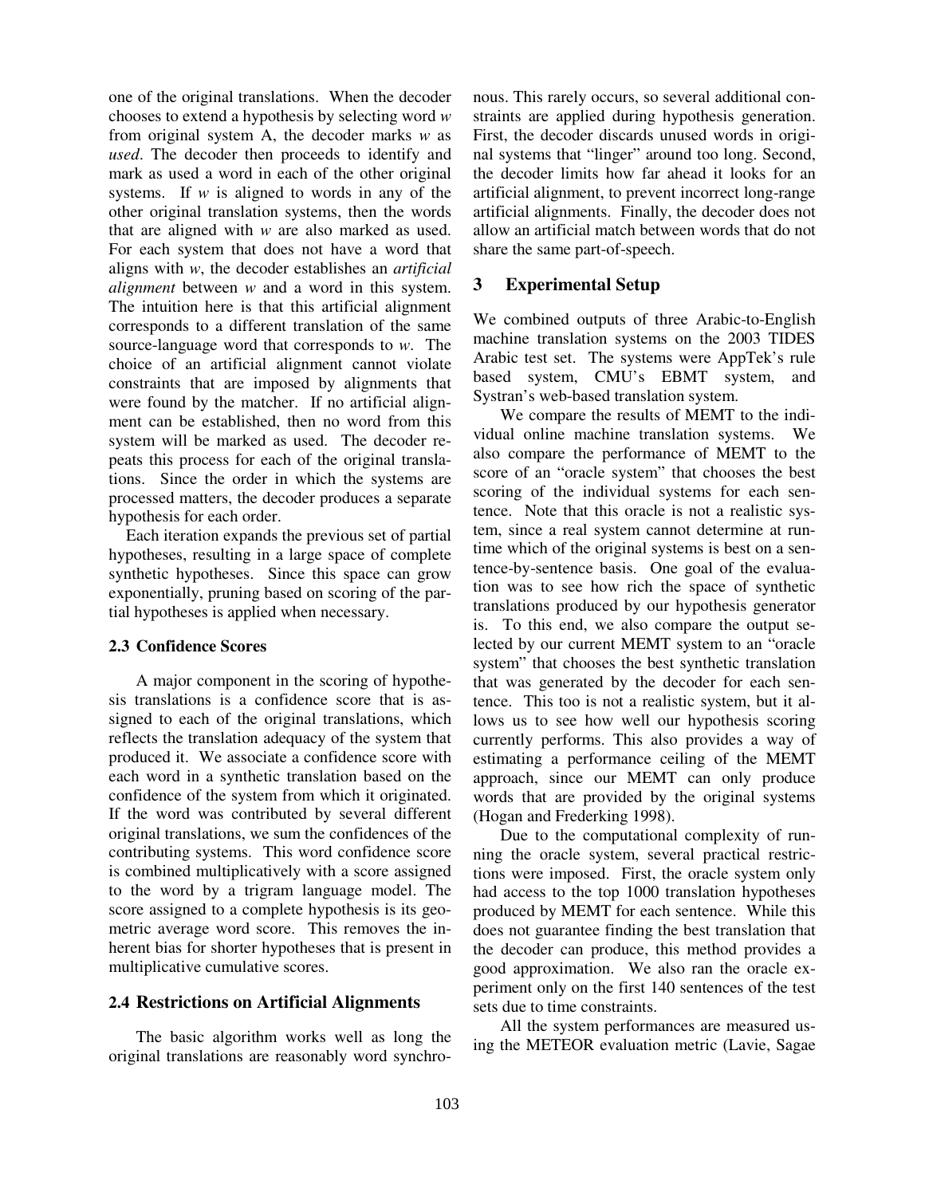one of the original translations. When the decoder chooses to extend a hypothesis by selecting word *w* from original system A, the decoder marks *w* as *used*. The decoder then proceeds to identify and mark as used a word in each of the other original systems. If *w* is aligned to words in any of the other original translation systems, then the words that are aligned with *w* are also marked as used. For each system that does not have a word that aligns with *w*, the decoder establishes an *artificial alignment* between *w* and a word in this system. The intuition here is that this artificial alignment corresponds to a different translation of the same source-language word that corresponds to *w*. The choice of an artificial alignment cannot violate constraints that are imposed by alignments that were found by the matcher. If no artificial alignment can be established, then no word from this system will be marked as used. The decoder repeats this process for each of the original translations. Since the order in which the systems are processed matters, the decoder produces a separate hypothesis for each order.

Each iteration expands the previous set of partial hypotheses, resulting in a large space of complete synthetic hypotheses. Since this space can grow exponentially, pruning based on scoring of the partial hypotheses is applied when necessary.

### 2.3 Confidence Scores

A major component in the scoring of hypothesis translations is a confidence score that is assigned to each of the original translations, which reflects the translation adequacy of the system that produced it. We associate a confidence score with each word in a synthetic translation based on the confidence of the system from which it originated. If the word was contributed by several different original translations, we sum the confidences of the contributing systems. This word confidence score is combined multiplicatively with a score assigned to the word by a trigram language model. The score assigned to a complete hypothesis is its geometric average word score. This removes the inherent bias for shorter hypotheses that is present in multiplicative cumulative scores.

### 2.4 Restrictions on Artificial Alignments

The basic algorithm works well as long the original translations are reasonably word synchronous. This rarely occurs, so several additional constraints are applied during hypothesis generation. First, the decoder discards unused words in original systems that "linger" around too long. Second, the decoder limits how far ahead it looks for an artificial alignment, to prevent incorrect long-range artificial alignments. Finally, the decoder does not allow an artificial match between words that do not share the same part-of-speech.

## 3 Experimental Setup

We combined outputs of three Arabic-to-English machine translation systems on the 2003 TIDES Arabic test set. The systems were AppTek's rule based system, CMU's EBMT system, and Systran's web-based translation system.

We compare the results of MEMT to the individual online machine translation systems. We also compare the performance of MEMT to the score of an "oracle system" that chooses the best scoring of the individual systems for each sentence. Note that this oracle is not a realistic system, since a real system cannot determine at runtime which of the original systems is best on a sentence-by-sentence basis. One goal of the evaluation was to see how rich the space of synthetic translations produced by our hypothesis generator is. To this end, we also compare the output selected by our current MEMT system to an "oracle system" that chooses the best synthetic translation that was generated by the decoder for each sentence. This too is not a realistic system, but it allows us to see how well our hypothesis scoring currently performs. This also provides a way of estimating a performance ceiling of the MEMT approach, since our MEMT can only produce words that are provided by the original systems (Hogan and Frederking 1998).

Due to the computational complexity of running the oracle system, several practical restrictions were imposed. First, the oracle system only had access to the top 1000 translation hypotheses produced by MEMT for each sentence. While this does not guarantee finding the best translation that the decoder can produce, this method provides a good approximation. We also ran the oracle experiment only on the first 140 sentences of the test sets due to time constraints.

All the system performances are measured using the METEOR evaluation metric (Lavie, Sagae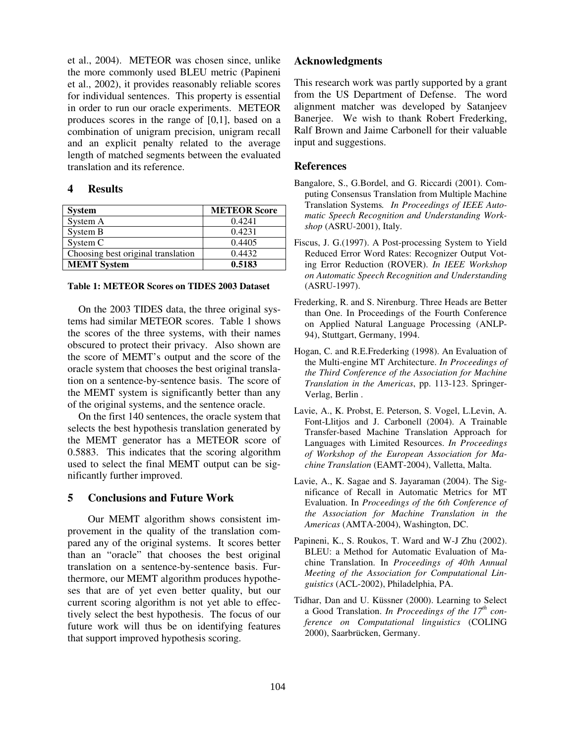et al., 2004). METEOR was chosen since, unlike the more commonly used BLEU metric (Papineni et al., 2002), it provides reasonably reliable scores for individual sentences. This property is essential in order to run our oracle experiments. METEOR produces scores in the range of [0,1], based on a combination of unigram precision, unigram recall and an explicit penalty related to the average length of matched segments between the evaluated translation and its reference.

## 4 Results

| System | METEOR Score |
|---|---|
| System A | 0.4241 |
| System B | 0.4231 |
| System C | 0.4405 |
| Choosing best original translation | 0.4432 |
| **MEMT System** | **0.5183** |

**Table 1: METEOR Scores on TIDES 2003 Dataset**

On the 2003 TIDES data, the three original systems had similar METEOR scores. Table 1 shows the scores of the three systems, with their names obscured to protect their privacy. Also shown are the score of MEMT's output and the score of the oracle system that chooses the best original translation on a sentence-by-sentence basis. The score of the MEMT system is significantly better than any of the original systems, and the sentence oracle.

On the first 140 sentences, the oracle system that selects the best hypothesis translation generated by the MEMT generator has a METEOR score of 0.5883. This indicates that the scoring algorithm used to select the final MEMT output can be significantly further improved.

## 5 Conclusions and Future Work

Our MEMT algorithm shows consistent improvement in the quality of the translation compared any of the original systems. It scores better than an "oracle" that chooses the best original translation on a sentence-by-sentence basis. Furthermore, our MEMT algorithm produces hypotheses that are of yet even better quality, but our current scoring algorithm is not yet able to effectively select the best hypothesis. The focus of our future work will thus be on identifying features that support improved hypothesis scoring.

## Acknowledgments

This research work was partly supported by a grant from the US Department of Defense. The word alignment matcher was developed by Satanjeev Banerjee. We wish to thank Robert Frederking, Ralf Brown and Jaime Carbonell for their valuable input and suggestions.

## References

Bangalore, S., G.Bordel, and G. Riccardi (2001). Computing Consensus Translation from Multiple Machine Translation Systems. *In Proceedings of IEEE Automatic Speech Recognition and Understanding Workshop* (ASRU-2001), Italy.

Fiscus, J. G.(1997). A Post-processing System to Yield Reduced Error Word Rates: Recognizer Output Voting Error Reduction (ROVER). *In IEEE Workshop on Automatic Speech Recognition and Understanding* (ASRU-1997).

Frederking, R. and S. Nirenburg. Three Heads are Better than One. In Proceedings of the Fourth Conference on Applied Natural Language Processing (ANLP-94), Stuttgart, Germany, 1994.

Hogan, C. and R.E.Frederking (1998). An Evaluation of the Multi-engine MT Architecture. *In Proceedings of the Third Conference of the Association for Machine Translation in the Americas*, pp. 113-123. Springer-Verlag, Berlin .

Lavie, A., K. Probst, E. Peterson, S. Vogel, L.Levin, A. Font-Llitjos and J. Carbonell (2004). A Trainable Transfer-based Machine Translation Approach for Languages with Limited Resources. *In Proceedings of Workshop of the European Association for Machine Translation* (EAMT-2004), Valletta, Malta.

Lavie, A., K. Sagae and S. Jayaraman (2004). The Significance of Recall in Automatic Metrics for MT Evaluation. In *Proceedings of the 6th Conference of the Association for Machine Translation in the Americas* (AMTA-2004), Washington, DC.

Papineni, K., S. Roukos, T. Ward and W-J Zhu (2002). BLEU: a Method for Automatic Evaluation of Machine Translation. In *Proceedings of 40th Annual Meeting of the Association for Computational Linguistics* (ACL-2002), Philadelphia, PA.

Tidhar, Dan and U. Küssner (2000). Learning to Select a Good Translation. *In Proceedings of the 17th conference on Computational linguistics* (COLING 2000), Saarbrücken, Germany.